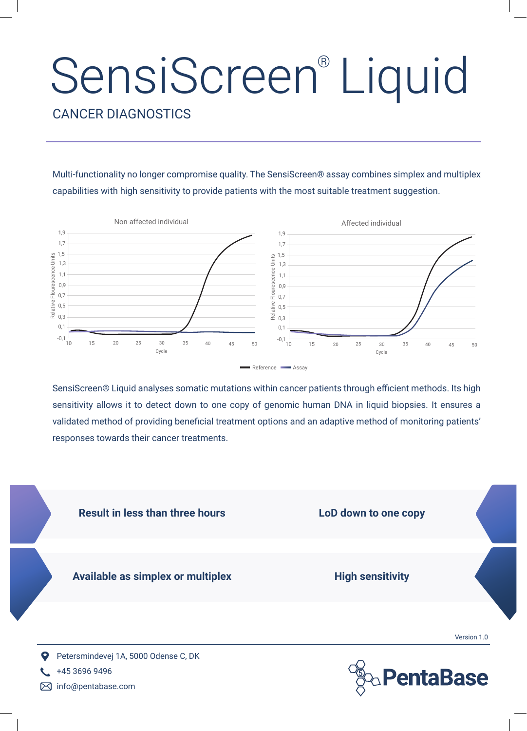# SensiScreen® Liquid

## CANCER DIAGNOSTICS

Multi-functionality no longer compromise quality. The SensiScreen® assay combines simplex and multiplex capabilities with high sensitivity to provide patients with the most suitable treatment suggestion.

Non-affected individual

Affected individual

Reference — Assay

SensiScreen® Liquid analyses somatic mutations within cancer patients through efficient methods. Its high sensitivity allows it to detect down to one copy of genomic human DNA in liquid biopsies. It ensures a validated method of providing beneficial treatment options and an adaptive method of monitoring patients' responses towards their cancer treatments.

**Result in less than three hours**

**LoD down to one copy**

**Available as simplex or multiplex**

**High sensitivity**

Version 1.0

Petersmindevej 1A, 5000 Odense C, DK

+45 3696 9496

info@pentabase.com

PentaBase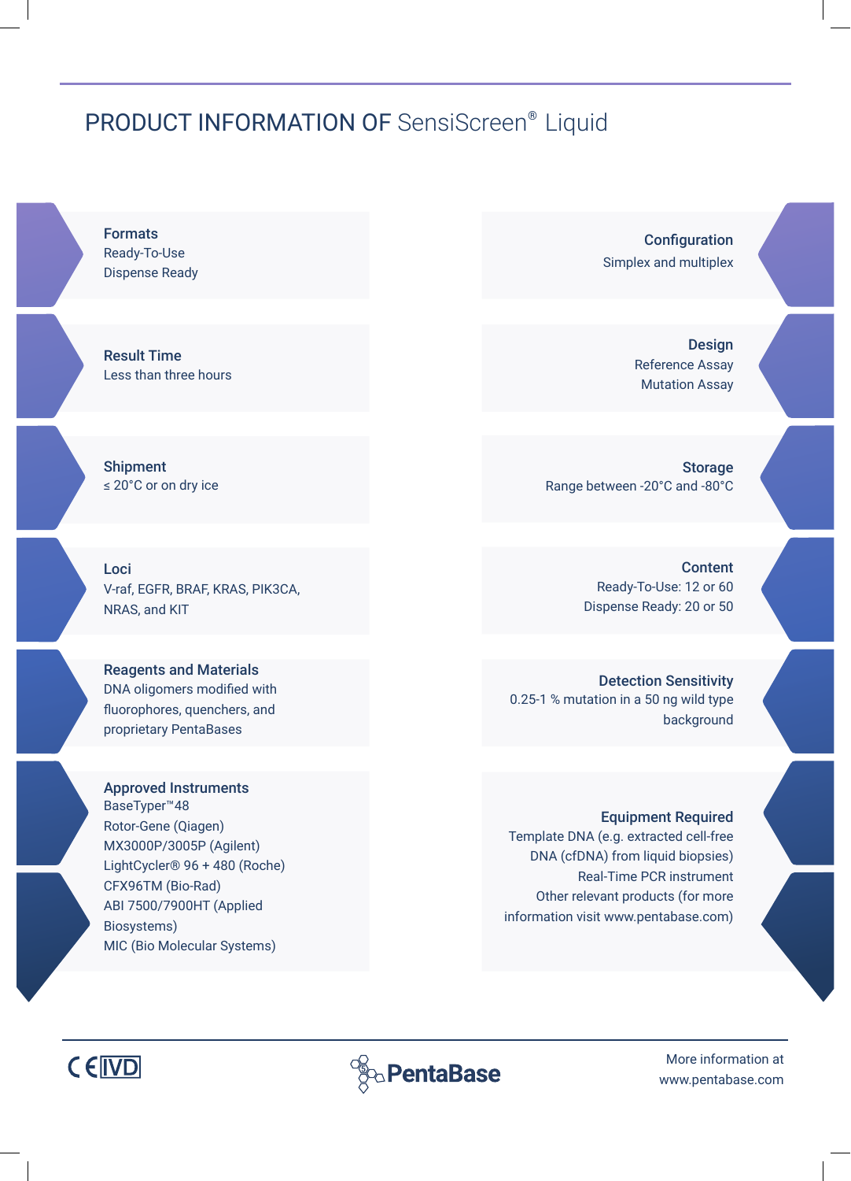# PRODUCT INFORMATION OF SensiScreen® Liquid

**Formats**
Ready-To-Use
Dispense Ready

**Result Time**
Less than three hours

**Shipment**
≤ 20°C or on dry ice

**Loci**
V-raf, EGFR, BRAF, KRAS, PIK3CA, NRAS, and KIT

**Reagents and Materials**
DNA oligomers modified with fluorophores, quenchers, and proprietary PentaBases

**Approved Instruments**
BaseTyper™48
Rotor-Gene (Qiagen)
MX3000P/3005P (Agilent)
LightCycler® 96 + 480 (Roche)
CFX96TM (Bio-Rad)
ABI 7500/7900HT (Applied Biosystems)
MIC (Bio Molecular Systems)

**Configuration**
Simplex and multiplex

**Design**
Reference Assay
Mutation Assay

**Storage**
Range between -20°C and -80°C

**Content**
Ready-To-Use: 12 or 60
Dispense Ready: 20 or 50

**Detection Sensitivity**
0.25-1 % mutation in a 50 ng wild type background

**Equipment Required**
Template DNA (e.g. extracted cell-free DNA (cfDNA) from liquid biopsies)
Real-Time PCR instrument
Other relevant products (for more information visit www.pentabase.com)

CE IVD

PentaBase

More information at
www.pentabase.com